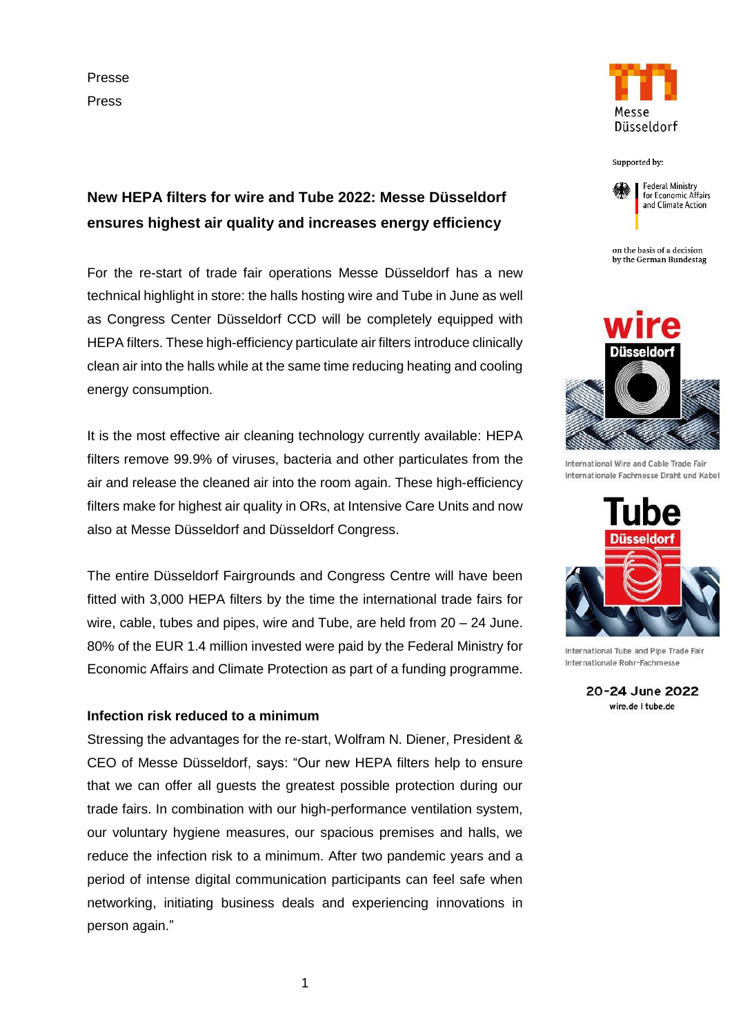Presse

Press

Messe Düsseldorf

Supported by:

Federal Ministry for Economic Affairs and Climate Action

on the basis of a decision by the German Bundestag

## New HEPA filters for wire and Tube 2022: Messe Düsseldorf ensures highest air quality and increases energy efficiency

For the re-start of trade fair operations Messe Düsseldorf has a new technical highlight in store: the halls hosting wire and Tube in June as well as Congress Center Düsseldorf CCD will be completely equipped with HEPA filters. These high-efficiency particulate air filters introduce clinically clean air into the halls while at the same time reducing heating and cooling energy consumption.

It is the most effective air cleaning technology currently available: HEPA filters remove 99.9% of viruses, bacteria and other particulates from the air and release the cleaned air into the room again. These high-efficiency filters make for highest air quality in ORs, at Intensive Care Units and now also at Messe Düsseldorf and Düsseldorf Congress.

The entire Düsseldorf Fairgrounds and Congress Centre will have been fitted with 3,000 HEPA filters by the time the international trade fairs for wire, cable, tubes and pipes, wire and Tube, are held from 20 – 24 June. 80% of the EUR 1.4 million invested were paid by the Federal Ministry for Economic Affairs and Climate Protection as part of a funding programme.

**Infection risk reduced to a minimum**

Stressing the advantages for the re-start, Wolfram N. Diener, President & CEO of Messe Düsseldorf, says: "Our new HEPA filters help to ensure that we can offer all guests the greatest possible protection during our trade fairs. In combination with our high-performance ventilation system, our voluntary hygiene measures, our spacious premises and halls, we reduce the infection risk to a minimum. After two pandemic years and a period of intense digital communication participants can feel safe when networking, initiating business deals and experiencing innovations in person again."

wire Düsseldorf

International Wire and Cable Trade Fair
Internationale Fachmesse Draht und Kabel

Tube Düsseldorf

International Tube and Pipe Trade Fair
Internationale Rohr-Fachmesse

20-24 June 2022

wire.de I tube.de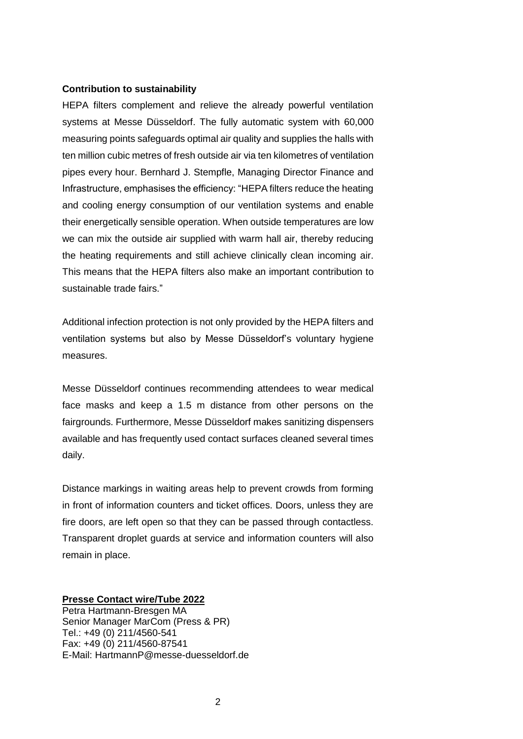**Contribution to sustainability**

HEPA filters complement and relieve the already powerful ventilation systems at Messe Düsseldorf. The fully automatic system with 60,000 measuring points safeguards optimal air quality and supplies the halls with ten million cubic metres of fresh outside air via ten kilometres of ventilation pipes every hour. Bernhard J. Stempfle, Managing Director Finance and Infrastructure, emphasises the efficiency: "HEPA filters reduce the heating and cooling energy consumption of our ventilation systems and enable their energetically sensible operation. When outside temperatures are low we can mix the outside air supplied with warm hall air, thereby reducing the heating requirements and still achieve clinically clean incoming air. This means that the HEPA filters also make an important contribution to sustainable trade fairs."

Additional infection protection is not only provided by the HEPA filters and ventilation systems but also by Messe Düsseldorf's voluntary hygiene measures.

Messe Düsseldorf continues recommending attendees to wear medical face masks and keep a 1.5 m distance from other persons on the fairgrounds. Furthermore, Messe Düsseldorf makes sanitizing dispensers available and has frequently used contact surfaces cleaned several times daily.

Distance markings in waiting areas help to prevent crowds from forming in front of information counters and ticket offices. Doors, unless they are fire doors, are left open so that they can be passed through contactless. Transparent droplet guards at service and information counters will also remain in place.

**Presse Contact wire/Tube 2022**

Petra Hartmann-Bresgen MA
Senior Manager MarCom (Press & PR)
Tel.: +49 (0) 211/4560-541
Fax: +49 (0) 211/4560-87541
E-Mail: HartmannP@messe-duesseldorf.de